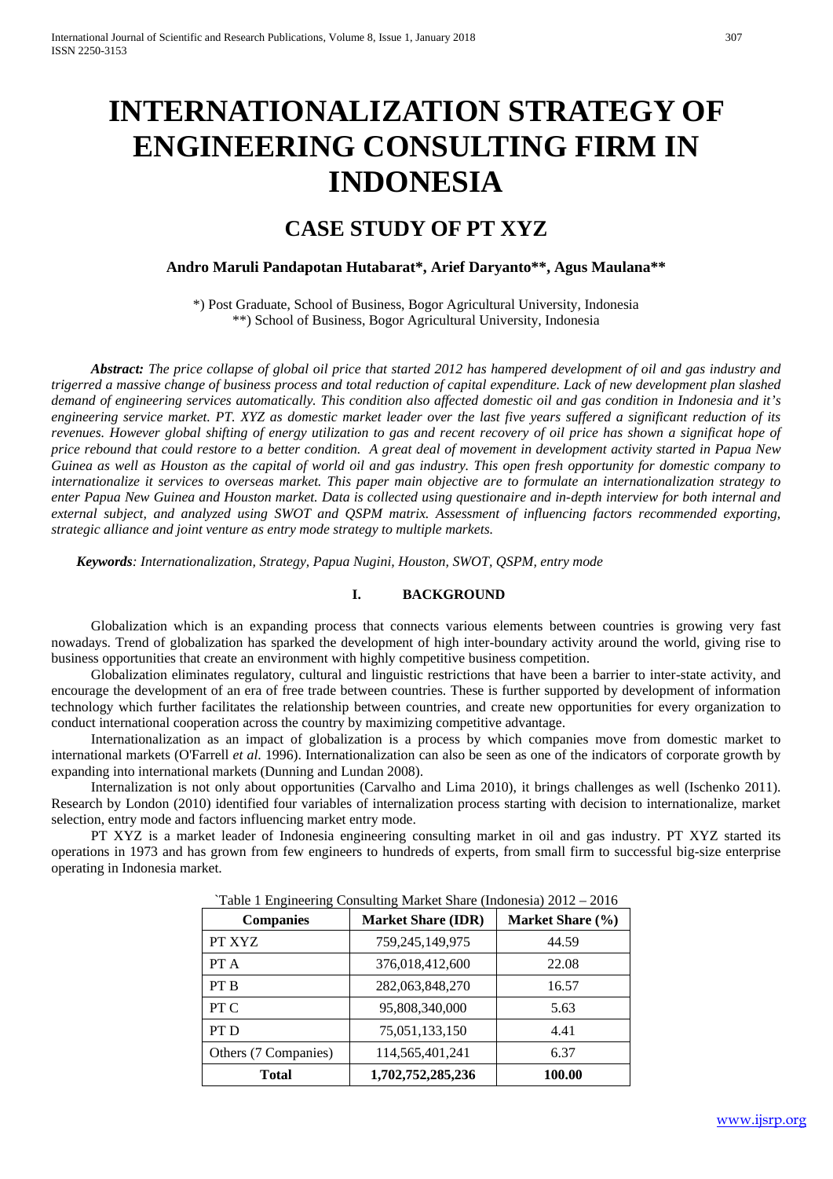# INTERNATIONALIZATION STRATEGY OF ENGINEERING CONSULTING FIRM IN INDONESIA

## CASE STUDY OF PT XYZ

**Andro Maruli Pandapotan Hutabarat\*, Arief Daryanto\*\*, Agus Maulana\*\***

\*) Post Graduate, School of Business, Bogor Agricultural University, Indonesia
\*\*) School of Business, Bogor Agricultural University, Indonesia

***Abstract:*** *The price collapse of global oil price that started 2012 has hampered development of oil and gas industry and trigerred a massive change of business process and total reduction of capital expenditure. Lack of new development plan slashed demand of engineering services automatically. This condition also affected domestic oil and gas condition in Indonesia and it's engineering service market. PT. XYZ as domestic market leader over the last five years suffered a significant reduction of its revenues. However global shifting of energy utilization to gas and recent recovery of oil price has shown a significat hope of price rebound that could restore to a better condition. A great deal of movement in development activity started in Papua New Guinea as well as Houston as the capital of world oil and gas industry. This open fresh opportunity for domestic company to internationalize it services to overseas market. This paper main objective are to formulate an internationalization strategy to enter Papua New Guinea and Houston market. Data is collected using questionaire and in-depth interview for both internal and external subject, and analyzed using SWOT and QSPM matrix. Assessment of influencing factors recommended exporting, strategic alliance and joint venture as entry mode strategy to multiple markets.*

***Keywords****: Internationalization, Strategy, Papua Nugini, Houston, SWOT, QSPM, entry mode*

## I. BACKGROUND

Globalization which is an expanding process that connects various elements between countries is growing very fast nowadays. Trend of globalization has sparked the development of high inter-boundary activity around the world, giving rise to business opportunities that create an environment with highly competitive business competition.

Globalization eliminates regulatory, cultural and linguistic restrictions that have been a barrier to inter-state activity, and encourage the development of an era of free trade between countries. These is further supported by development of information technology which further facilitates the relationship between countries, and create new opportunities for every organization to conduct international cooperation across the country by maximizing competitive advantage.

Internationalization as an impact of globalization is a process by which companies move from domestic market to international markets (O'Farrell *et al.* 1996). Internationalization can also be seen as one of the indicators of corporate growth by expanding into international markets (Dunning and Lundan 2008).

Internalization is not only about opportunities (Carvalho and Lima 2010), it brings challenges as well (Ischenko 2011). Research by London (2010) identified four variables of internalization process starting with decision to internationalize, market selection, entry mode and factors influencing market entry mode.

PT XYZ is a market leader of Indonesia engineering consulting market in oil and gas industry. PT XYZ started its operations in 1973 and has grown from few engineers to hundreds of experts, from small firm to successful big-size enterprise operating in Indonesia market.

`Table 1 Engineering Consulting Market Share (Indonesia) 2012 – 2016

| Companies | Market Share (IDR) | Market Share (%) |
|---|---|---|
| PT XYZ | 759,245,149,975 | 44.59 |
| PT A | 376,018,412,600 | 22.08 |
| PT B | 282,063,848,270 | 16.57 |
| PT C | 95,808,340,000 | 5.63 |
| PT D | 75,051,133,150 | 4.41 |
| Others (7 Companies) | 114,565,401,241 | 6.37 |
| **Total** | **1,702,752,285,236** | **100.00** |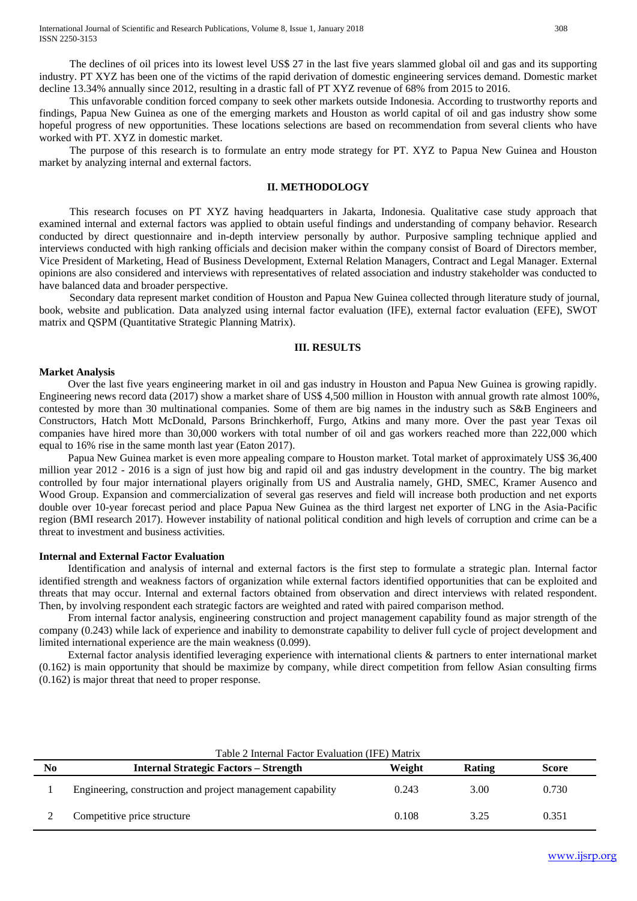The declines of oil prices into its lowest level US$ 27 in the last five years slammed global oil and gas and its supporting industry. PT XYZ has been one of the victims of the rapid derivation of domestic engineering services demand. Domestic market decline 13.34% annually since 2012, resulting in a drastic fall of PT XYZ revenue of 68% from 2015 to 2016.

This unfavorable condition forced company to seek other markets outside Indonesia. According to trustworthy reports and findings, Papua New Guinea as one of the emerging markets and Houston as world capital of oil and gas industry show some hopeful progress of new opportunities. These locations selections are based on recommendation from several clients who have worked with PT. XYZ in domestic market.

The purpose of this research is to formulate an entry mode strategy for PT. XYZ to Papua New Guinea and Houston market by analyzing internal and external factors.

## II. METHODOLOGY

This research focuses on PT XYZ having headquarters in Jakarta, Indonesia. Qualitative case study approach that examined internal and external factors was applied to obtain useful findings and understanding of company behavior. Research conducted by direct questionnaire and in-depth interview personally by author. Purposive sampling technique applied and interviews conducted with high ranking officials and decision maker within the company consist of Board of Directors member, Vice President of Marketing, Head of Business Development, External Relation Managers, Contract and Legal Manager. External opinions are also considered and interviews with representatives of related association and industry stakeholder was conducted to have balanced data and broader perspective.

Secondary data represent market condition of Houston and Papua New Guinea collected through literature study of journal, book, website and publication. Data analyzed using internal factor evaluation (IFE), external factor evaluation (EFE), SWOT matrix and QSPM (Quantitative Strategic Planning Matrix).

## III. RESULTS

### Market Analysis

Over the last five years engineering market in oil and gas industry in Houston and Papua New Guinea is growing rapidly. Engineering news record data (2017) show a market share of US$ 4,500 million in Houston with annual growth rate almost 100%, contested by more than 30 multinational companies. Some of them are big names in the industry such as S&B Engineers and Constructors, Hatch Mott McDonald, Parsons Brinchkerhoff, Furgo, Atkins and many more. Over the past year Texas oil companies have hired more than 30,000 workers with total number of oil and gas workers reached more than 222,000 which equal to 16% rise in the same month last year (Eaton 2017).

Papua New Guinea market is even more appealing compare to Houston market. Total market of approximately US$ 36,400 million year 2012 - 2016 is a sign of just how big and rapid oil and gas industry development in the country. The big market controlled by four major international players originally from US and Australia namely, GHD, SMEC, Kramer Ausenco and Wood Group. Expansion and commercialization of several gas reserves and field will increase both production and net exports double over 10-year forecast period and place Papua New Guinea as the third largest net exporter of LNG in the Asia-Pacific region (BMI research 2017). However instability of national political condition and high levels of corruption and crime can be a threat to investment and business activities.

### Internal and External Factor Evaluation

Identification and analysis of internal and external factors is the first step to formulate a strategic plan. Internal factor identified strength and weakness factors of organization while external factors identified opportunities that can be exploited and threats that may occur. Internal and external factors obtained from observation and direct interviews with related respondent. Then, by involving respondent each strategic factors are weighted and rated with paired comparison method.

From internal factor analysis, engineering construction and project management capability found as major strength of the company (0.243) while lack of experience and inability to demonstrate capability to deliver full cycle of project development and limited international experience are the main weakness (0.099).

External factor analysis identified leveraging experience with international clients & partners to enter international market (0.162) is main opportunity that should be maximize by company, while direct competition from fellow Asian consulting firms (0.162) is major threat that need to proper response.

Table 2 Internal Factor Evaluation (IFE) Matrix

| No | Internal Strategic Factors – Strength | Weight | Rating | Score |
|---|---|---|---|---|
| 1 | Engineering, construction and project management capability | 0.243 | 3.00 | 0.730 |
| 2 | Competitive price structure | 0.108 | 3.25 | 0.351 |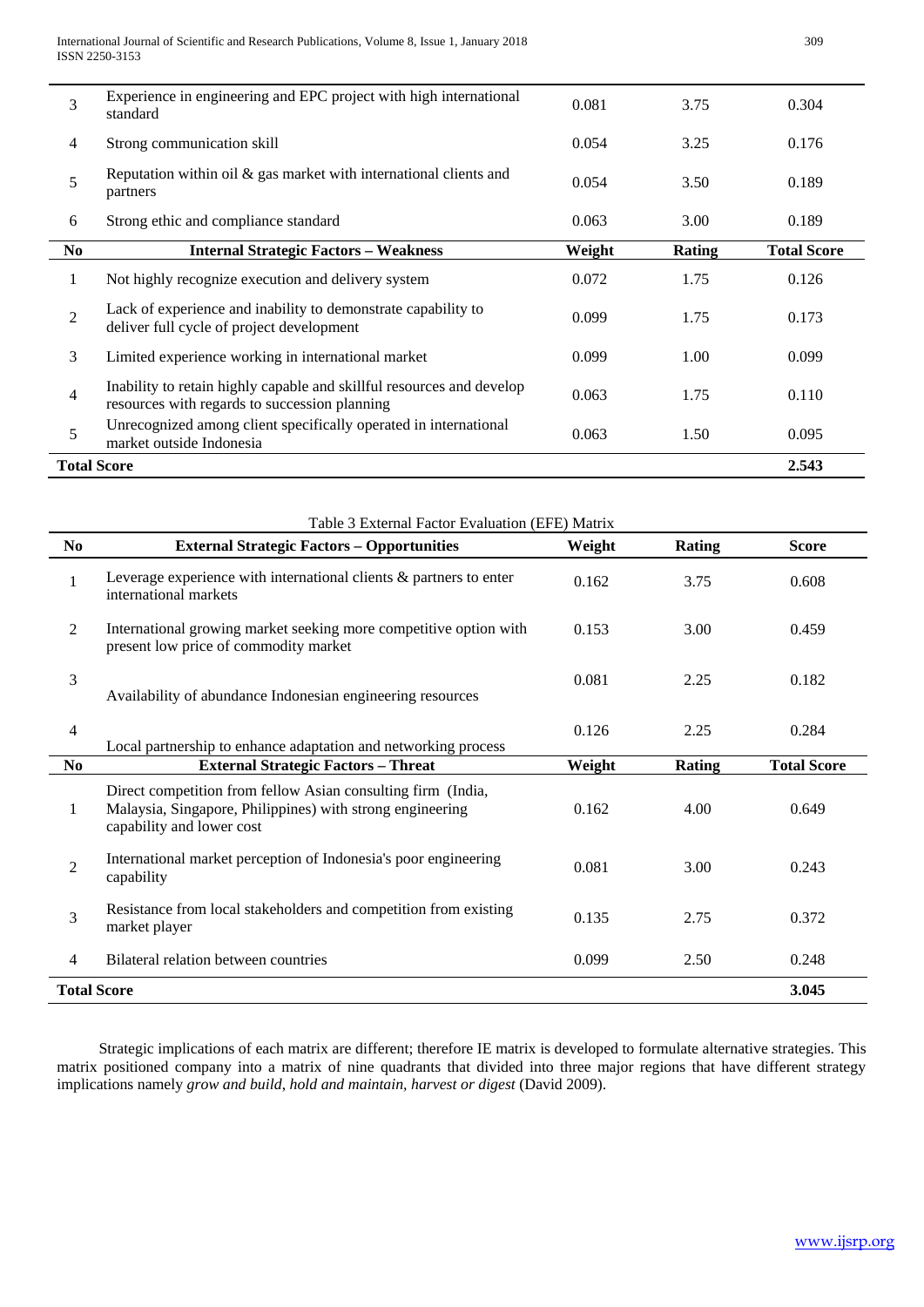| No | Internal Strategic Factors – Strength | Weight | Rating | Total Score |
|---|---|---|---|---|
| 3 | Experience in engineering and EPC project with high international standard | 0.081 | 3.75 | 0.304 |
| 4 | Strong communication skill | 0.054 | 3.25 | 0.176 |
| 5 | Reputation within oil & gas market with international clients and partners | 0.054 | 3.50 | 0.189 |
| 6 | Strong ethic and compliance standard | 0.063 | 3.00 | 0.189 |
| **No** | **Internal Strategic Factors – Weakness** | **Weight** | **Rating** | **Total Score** |
| 1 | Not highly recognize execution and delivery system | 0.072 | 1.75 | 0.126 |
| 2 | Lack of experience and inability to demonstrate capability to deliver full cycle of project development | 0.099 | 1.75 | 0.173 |
| 3 | Limited experience working in international market | 0.099 | 1.00 | 0.099 |
| 4 | Inability to retain highly capable and skillful resources and develop resources with regards to succession planning | 0.063 | 1.75 | 0.110 |
| 5 | Unrecognized among client specifically operated in international market outside Indonesia | 0.063 | 1.50 | 0.095 |
| **Total Score** | | | | **2.543** |

Table 3 External Factor Evaluation (EFE) Matrix

| No | External Strategic Factors – Opportunities | Weight | Rating | Score |
|---|---|---|---|---|
| 1 | Leverage experience with international clients & partners to enter international markets | 0.162 | 3.75 | 0.608 |
| 2 | International growing market seeking more competitive option with present low price of commodity market | 0.153 | 3.00 | 0.459 |
| 3 | Availability of abundance Indonesian engineering resources | 0.081 | 2.25 | 0.182 |
| 4 | Local partnership to enhance adaptation and networking process | 0.126 | 2.25 | 0.284 |
| **No** | **External Strategic Factors – Threat** | **Weight** | **Rating** | **Total Score** |
| 1 | Direct competition from fellow Asian consulting firm (India, Malaysia, Singapore, Philippines) with strong engineering capability and lower cost | 0.162 | 4.00 | 0.649 |
| 2 | International market perception of Indonesia's poor engineering capability | 0.081 | 3.00 | 0.243 |
| 3 | Resistance from local stakeholders and competition from existing market player | 0.135 | 2.75 | 0.372 |
| 4 | Bilateral relation between countries | 0.099 | 2.50 | 0.248 |
| **Total Score** | | | | **3.045** |

Strategic implications of each matrix are different; therefore IE matrix is developed to formulate alternative strategies. This matrix positioned company into a matrix of nine quadrants that divided into three major regions that have different strategy implications namely *grow and build, hold and maintain, harvest or digest* (David 2009).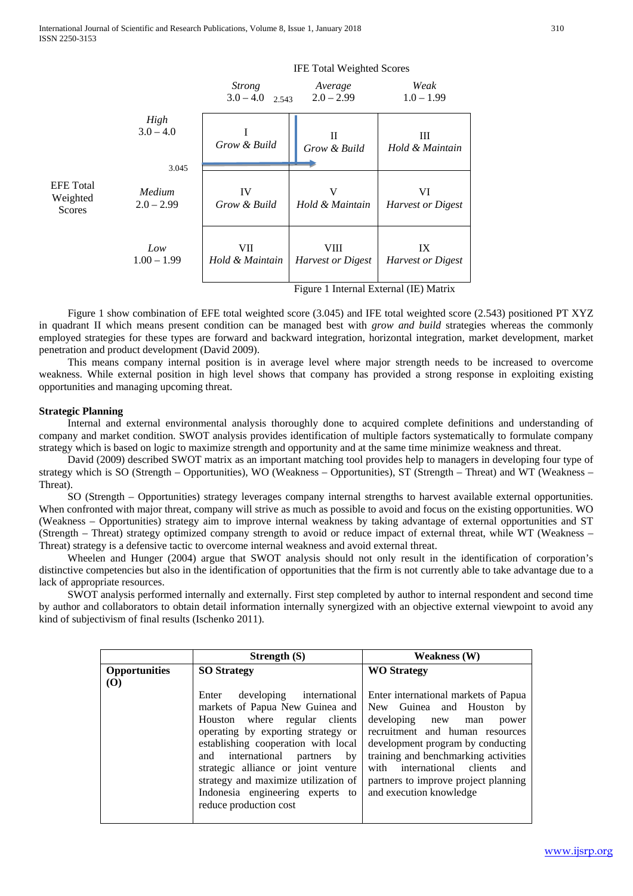| | | IFE Total Weighted Scores | | |
|---|---|---|---|---|
| | | *Strong* 3.0 – 4.0 (2.543) | *Average* 2.0 – 2.99 | *Weak* 1.0 – 1.99 |
| EFE Total Weighted Scores | *High* 3.0 – 4.0 (3.045) | I *Grow & Build* | II *Grow & Build* | III *Hold & Maintain* |
| | *Medium* 2.0 – 2.99 | IV *Grow & Build* | V *Hold & Maintain* | VI *Harvest or Digest* |
| | *Low* 1.00 – 1.99 | VII *Hold & Maintain* | VIII *Harvest or Digest* | IX *Harvest or Digest* |

Figure 1 Internal External (IE) Matrix

Figure 1 show combination of EFE total weighted score (3.045) and IFE total weighted score (2.543) positioned PT XYZ in quadrant II which means present condition can be managed best with *grow and build* strategies whereas the commonly employed strategies for these types are forward and backward integration, horizontal integration, market development, market penetration and product development (David 2009).

This means company internal position is in average level where major strength needs to be increased to overcome weakness. While external position in high level shows that company has provided a strong response in exploiting existing opportunities and managing upcoming threat.

**Strategic Planning**

Internal and external environmental analysis thoroughly done to acquired complete definitions and understanding of company and market condition. SWOT analysis provides identification of multiple factors systematically to formulate company strategy which is based on logic to maximize strength and opportunity and at the same time minimize weakness and threat.

David (2009) described SWOT matrix as an important matching tool provides help to managers in developing four type of strategy which is SO (Strength – Opportunities), WO (Weakness – Opportunities), ST (Strength – Threat) and WT (Weakness – Threat).

SO (Strength – Opportunities) strategy leverages company internal strengths to harvest available external opportunities. When confronted with major threat, company will strive as much as possible to avoid and focus on the existing opportunities. WO (Weakness – Opportunities) strategy aim to improve internal weakness by taking advantage of external opportunities and ST (Strength – Threat) strategy optimized company strength to avoid or reduce impact of external threat, while WT (Weakness – Threat) strategy is a defensive tactic to overcome internal weakness and avoid external threat.

Wheelen and Hunger (2004) argue that SWOT analysis should not only result in the identification of corporation's distinctive competencies but also in the identification of opportunities that the firm is not currently able to take advantage due to a lack of appropriate resources.

SWOT analysis performed internally and externally. First step completed by author to internal respondent and second time by author and collaborators to obtain detail information internally synergized with an objective external viewpoint to avoid any kind of subjectivism of final results (Ischenko 2011).

| | **Strength (S)** | **Weakness (W)** |
|---|---|---|
| **Opportunities (O)** | **SO Strategy**<br><br>Enter developing international markets of Papua New Guinea and Houston where regular clients operating by exporting strategy or establishing cooperation with local and international partners by strategic alliance or joint venture strategy and maximize utilization of Indonesia engineering experts to reduce production cost | **WO Strategy**<br><br>Enter international markets of Papua New Guinea and Houston by developing new man power recruitment and human resources development program by conducting training and benchmarking activities with international clients and partners to improve project planning and execution knowledge |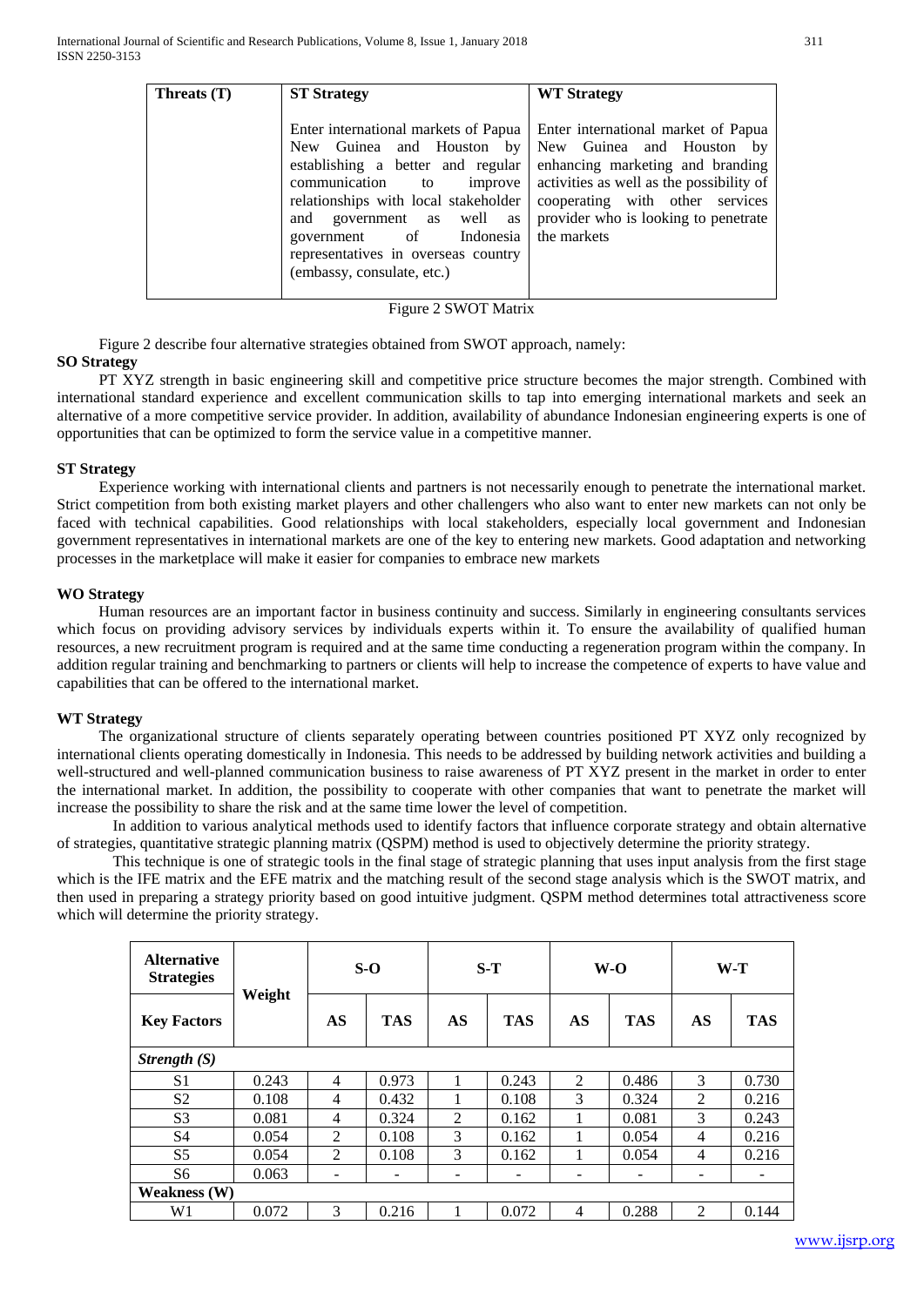| Threats (T) | ST Strategy | WT Strategy |
|---|---|---|
| | Enter international markets of Papua New Guinea and Houston by establishing a better and regular communication to improve relationships with local stakeholder and government as well as government of Indonesia representatives in overseas country (embassy, consulate, etc.) | Enter international market of Papua New Guinea and Houston by enhancing marketing and branding activities as well as the possibility of cooperating with other services provider who is looking to penetrate the markets |

Figure 2 SWOT Matrix

Figure 2 describe four alternative strategies obtained from SWOT approach, namely:

**SO Strategy**

PT XYZ strength in basic engineering skill and competitive price structure becomes the major strength. Combined with international standard experience and excellent communication skills to tap into emerging international markets and seek an alternative of a more competitive service provider. In addition, availability of abundance Indonesian engineering experts is one of opportunities that can be optimized to form the service value in a competitive manner.

**ST Strategy**

Experience working with international clients and partners is not necessarily enough to penetrate the international market. Strict competition from both existing market players and other challengers who also want to enter new markets can not only be faced with technical capabilities. Good relationships with local stakeholders, especially local government and Indonesian government representatives in international markets are one of the key to entering new markets. Good adaptation and networking processes in the marketplace will make it easier for companies to embrace new markets

**WO Strategy**

Human resources are an important factor in business continuity and success. Similarly in engineering consultants services which focus on providing advisory services by individuals experts within it. To ensure the availability of qualified human resources, a new recruitment program is required and at the same time conducting a regeneration program within the company. In addition regular training and benchmarking to partners or clients will help to increase the competence of experts to have value and capabilities that can be offered to the international market.

**WT Strategy**

The organizational structure of clients separately operating between countries positioned PT XYZ only recognized by international clients operating domestically in Indonesia. This needs to be addressed by building network activities and building a well-structured and well-planned communication business to raise awareness of PT XYZ present in the market in order to enter the international market. In addition, the possibility to cooperate with other companies that want to penetrate the market will increase the possibility to share the risk and at the same time lower the level of competition.

In addition to various analytical methods used to identify factors that influence corporate strategy and obtain alternative of strategies, quantitative strategic planning matrix (QSPM) method is used to objectively determine the priority strategy.

This technique is one of strategic tools in the final stage of strategic planning that uses input analysis from the first stage which is the IFE matrix and the EFE matrix and the matching result of the second stage analysis which is the SWOT matrix, and then used in preparing a strategy priority based on good intuitive judgment. QSPM method determines total attractiveness score which will determine the priority strategy.

| **Alternative Strategies** | **Weight** | **S-O** | | **S-T** | | **W-O** | | **W-T** | |
|---|---|---|---|---|---|---|---|---|---|
| **Key Factors** | | **AS** | **TAS** | **AS** | **TAS** | **AS** | **TAS** | **AS** | **TAS** |
| ***Strength (S)*** | | | | | | | | | |
| S1 | 0.243 | 4 | 0.973 | 1 | 0.243 | 2 | 0.486 | 3 | 0.730 |
| S2 | 0.108 | 4 | 0.432 | 1 | 0.108 | 3 | 0.324 | 2 | 0.216 |
| S3 | 0.081 | 4 | 0.324 | 2 | 0.162 | 1 | 0.081 | 3 | 0.243 |
| S4 | 0.054 | 2 | 0.108 | 3 | 0.162 | 1 | 0.054 | 4 | 0.216 |
| S5 | 0.054 | 2 | 0.108 | 3 | 0.162 | 1 | 0.054 | 4 | 0.216 |
| S6 | 0.063 | - | - | - | - | - | - | - | - |
| **Weakness (W)** | | | | | | | | | |
| W1 | 0.072 | 3 | 0.216 | 1 | 0.072 | 4 | 0.288 | 2 | 0.144 |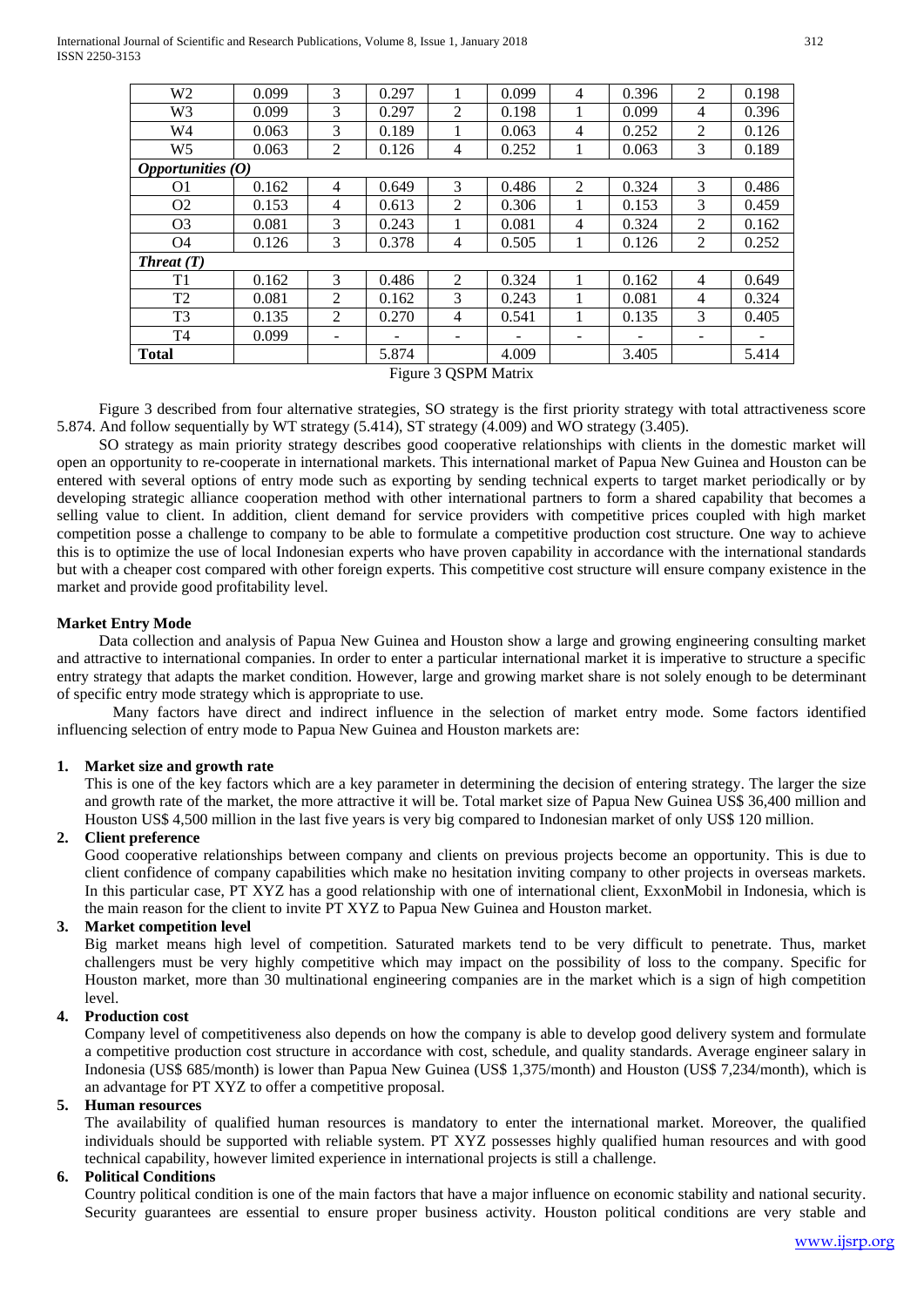| W2 | 0.099 | 3 | 0.297 | 1 | 0.099 | 4 | 0.396 | 2 | 0.198 |
|---|---|---|---|---|---|---|---|---|---|
| W3 | 0.099 | 3 | 0.297 | 2 | 0.198 | 1 | 0.099 | 4 | 0.396 |
| W4 | 0.063 | 3 | 0.189 | 1 | 0.063 | 4 | 0.252 | 2 | 0.126 |
| W5 | 0.063 | 2 | 0.126 | 4 | 0.252 | 1 | 0.063 | 3 | 0.189 |
| ***Opportunities (O)*** | | | | | | | | | |
| O1 | 0.162 | 4 | 0.649 | 3 | 0.486 | 2 | 0.324 | 3 | 0.486 |
| O2 | 0.153 | 4 | 0.613 | 2 | 0.306 | 1 | 0.153 | 3 | 0.459 |
| O3 | 0.081 | 3 | 0.243 | 1 | 0.081 | 4 | 0.324 | 2 | 0.162 |
| O4 | 0.126 | 3 | 0.378 | 4 | 0.505 | 1 | 0.126 | 2 | 0.252 |
| ***Threat (T)*** | | | | | | | | | |
| T1 | 0.162 | 3 | 0.486 | 2 | 0.324 | 1 | 0.162 | 4 | 0.649 |
| T2 | 0.081 | 2 | 0.162 | 3 | 0.243 | 1 | 0.081 | 4 | 0.324 |
| T3 | 0.135 | 2 | 0.270 | 4 | 0.541 | 1 | 0.135 | 3 | 0.405 |
| T4 | 0.099 | - | - | - | - | - | - | - | - |
| **Total** | | | 5.874 | | 4.009 | | 3.405 | | 5.414 |

Figure 3 QSPM Matrix

Figure 3 described from four alternative strategies, SO strategy is the first priority strategy with total attractiveness score 5.874. And follow sequentially by WT strategy (5.414), ST strategy (4.009) and WO strategy (3.405).

SO strategy as main priority strategy describes good cooperative relationships with clients in the domestic market will open an opportunity to re-cooperate in international markets. This international market of Papua New Guinea and Houston can be entered with several options of entry mode such as exporting by sending technical experts to target market periodically or by developing strategic alliance cooperation method with other international partners to form a shared capability that becomes a selling value to client. In addition, client demand for service providers with competitive prices coupled with high market competition posse a challenge to company to be able to formulate a competitive production cost structure. One way to achieve this is to optimize the use of local Indonesian experts who have proven capability in accordance with the international standards but with a cheaper cost compared with other foreign experts. This competitive cost structure will ensure company existence in the market and provide good profitability level.

**Market Entry Mode**

Data collection and analysis of Papua New Guinea and Houston show a large and growing engineering consulting market and attractive to international companies. In order to enter a particular international market it is imperative to structure a specific entry strategy that adapts the market condition. However, large and growing market share is not solely enough to be determinant of specific entry mode strategy which is appropriate to use.

Many factors have direct and indirect influence in the selection of market entry mode. Some factors identified influencing selection of entry mode to Papua New Guinea and Houston markets are:

1. **Market size and growth rate**
   This is one of the key factors which are a key parameter in determining the decision of entering strategy. The larger the size and growth rate of the market, the more attractive it will be. Total market size of Papua New Guinea US$ 36,400 million and Houston US$ 4,500 million in the last five years is very big compared to Indonesian market of only US$ 120 million.
2. **Client preference**
   Good cooperative relationships between company and clients on previous projects become an opportunity. This is due to client confidence of company capabilities which make no hesitation inviting company to other projects in overseas markets. In this particular case, PT XYZ has a good relationship with one of international client, ExxonMobil in Indonesia, which is the main reason for the client to invite PT XYZ to Papua New Guinea and Houston market.
3. **Market competition level**
   Big market means high level of competition. Saturated markets tend to be very difficult to penetrate. Thus, market challengers must be very highly competitive which may impact on the possibility of loss to the company. Specific for Houston market, more than 30 multinational engineering companies are in the market which is a sign of high competition level.
4. **Production cost**
   Company level of competitiveness also depends on how the company is able to develop good delivery system and formulate a competitive production cost structure in accordance with cost, schedule, and quality standards. Average engineer salary in Indonesia (US$ 685/month) is lower than Papua New Guinea (US$ 1,375/month) and Houston (US$ 7,234/month), which is an advantage for PT XYZ to offer a competitive proposal.
5. **Human resources**
   The availability of qualified human resources is mandatory to enter the international market. Moreover, the qualified individuals should be supported with reliable system. PT XYZ possesses highly qualified human resources and with good technical capability, however limited experience in international projects is still a challenge.
6. **Political Conditions**
   Country political condition is one of the main factors that have a major influence on economic stability and national security. Security guarantees are essential to ensure proper business activity. Houston political conditions are very stable and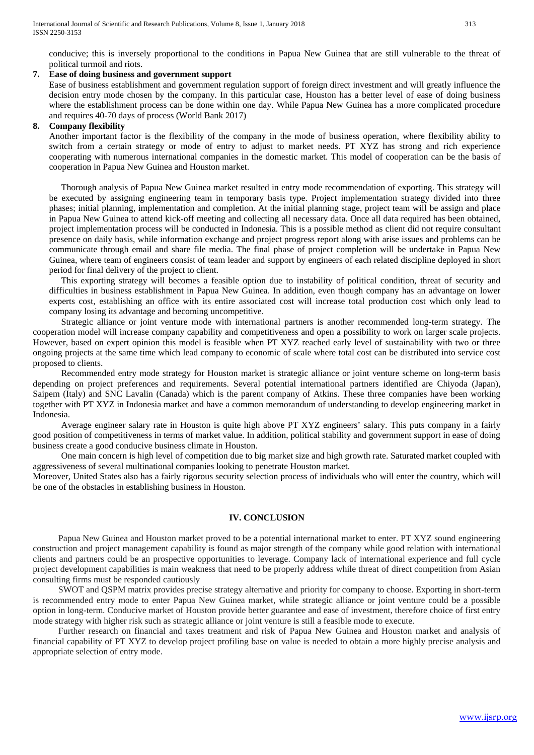conducive; this is inversely proportional to the conditions in Papua New Guinea that are still vulnerable to the threat of political turmoil and riots.

7. **Ease of doing business and government support**
   Ease of business establishment and government regulation support of foreign direct investment and will greatly influence the decision entry mode chosen by the company. In this particular case, Houston has a better level of ease of doing business where the establishment process can be done within one day. While Papua New Guinea has a more complicated procedure and requires 40-70 days of process (World Bank 2017)

8. **Company flexibility**
   Another important factor is the flexibility of the company in the mode of business operation, where flexibility ability to switch from a certain strategy or mode of entry to adjust to market needs. PT XYZ has strong and rich experience cooperating with numerous international companies in the domestic market. This model of cooperation can be the basis of cooperation in Papua New Guinea and Houston market.

Thorough analysis of Papua New Guinea market resulted in entry mode recommendation of exporting. This strategy will be executed by assigning engineering team in temporary basis type. Project implementation strategy divided into three phases; initial planning, implementation and completion. At the initial planning stage, project team will be assign and place in Papua New Guinea to attend kick-off meeting and collecting all necessary data. Once all data required has been obtained, project implementation process will be conducted in Indonesia. This is a possible method as client did not require consultant presence on daily basis, while information exchange and project progress report along with arise issues and problems can be communicate through email and share file media. The final phase of project completion will be undertake in Papua New Guinea, where team of engineers consist of team leader and support by engineers of each related discipline deployed in short period for final delivery of the project to client.

This exporting strategy will becomes a feasible option due to instability of political condition, threat of security and difficulties in business establishment in Papua New Guinea. In addition, even though company has an advantage on lower experts cost, establishing an office with its entire associated cost will increase total production cost which only lead to company losing its advantage and becoming uncompetitive.

Strategic alliance or joint venture mode with international partners is another recommended long-term strategy. The cooperation model will increase company capability and competitiveness and open a possibility to work on larger scale projects. However, based on expert opinion this model is feasible when PT XYZ reached early level of sustainability with two or three ongoing projects at the same time which lead company to economic of scale where total cost can be distributed into service cost proposed to clients.

Recommended entry mode strategy for Houston market is strategic alliance or joint venture scheme on long-term basis depending on project preferences and requirements. Several potential international partners identified are Chiyoda (Japan), Saipem (Italy) and SNC Lavalin (Canada) which is the parent company of Atkins. These three companies have been working together with PT XYZ in Indonesia market and have a common memorandum of understanding to develop engineering market in Indonesia.

Average engineer salary rate in Houston is quite high above PT XYZ engineers' salary. This puts company in a fairly good position of competitiveness in terms of market value. In addition, political stability and government support in ease of doing business create a good conducive business climate in Houston.

One main concern is high level of competition due to big market size and high growth rate. Saturated market coupled with aggressiveness of several multinational companies looking to penetrate Houston market.
Moreover, United States also has a fairly rigorous security selection process of individuals who will enter the country, which will be one of the obstacles in establishing business in Houston.

## IV. CONCLUSION

Papua New Guinea and Houston market proved to be a potential international market to enter. PT XYZ sound engineering construction and project management capability is found as major strength of the company while good relation with international clients and partners could be an prospective opportunities to leverage. Company lack of international experience and full cycle project development capabilities is main weakness that need to be properly address while threat of direct competition from Asian consulting firms must be responded cautiously

SWOT and QSPM matrix provides precise strategy alternative and priority for company to choose. Exporting in short-term is recommended entry mode to enter Papua New Guinea market, while strategic alliance or joint venture could be a possible option in long-term. Conducive market of Houston provide better guarantee and ease of investment, therefore choice of first entry mode strategy with higher risk such as strategic alliance or joint venture is still a feasible mode to execute.

Further research on financial and taxes treatment and risk of Papua New Guinea and Houston market and analysis of financial capability of PT XYZ to develop project profiling base on value is needed to obtain a more highly precise analysis and appropriate selection of entry mode.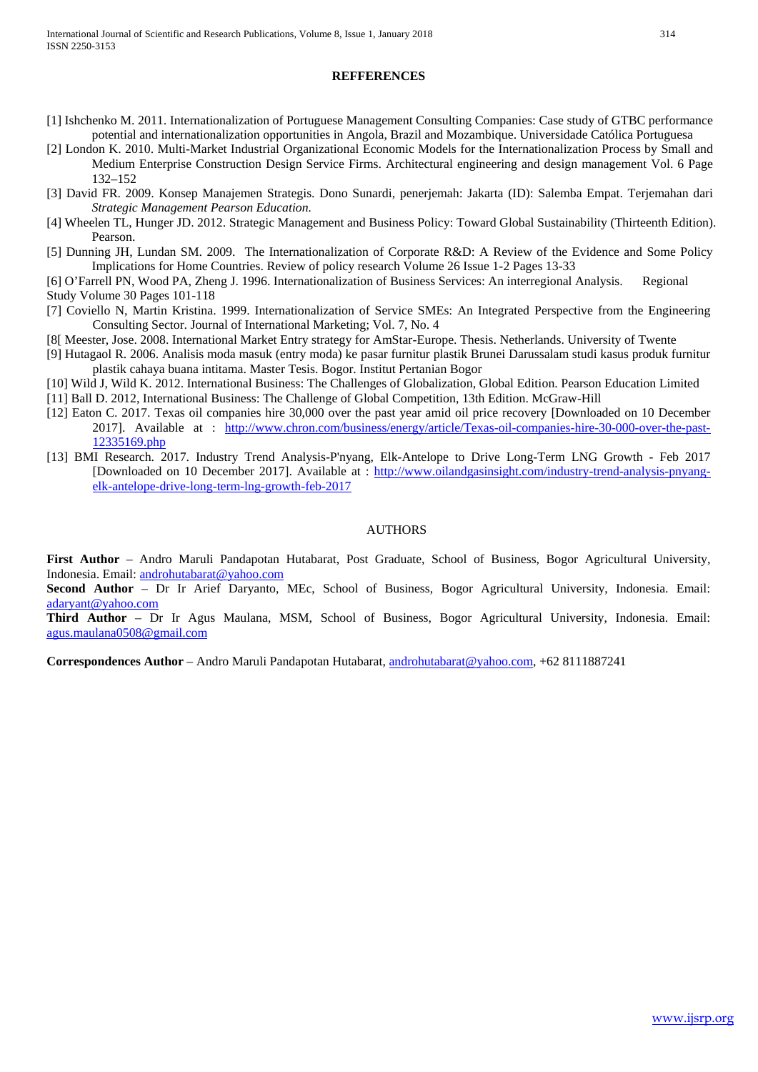## REFFERENCES

[1] Ishchenko M. 2011. Internationalization of Portuguese Management Consulting Companies: Case study of GTBC performance potential and internationalization opportunities in Angola, Brazil and Mozambique. Universidade Católica Portuguesa

[2] London K. 2010. Multi-Market Industrial Organizational Economic Models for the Internationalization Process by Small and Medium Enterprise Construction Design Service Firms. Architectural engineering and design management Vol. 6 Page 132–152

[3] David FR. 2009. Konsep Manajemen Strategis. Dono Sunardi, penerjemah: Jakarta (ID): Salemba Empat. Terjemahan dari *Strategic Management Pearson Education.*

[4] Wheelen TL, Hunger JD. 2012. Strategic Management and Business Policy: Toward Global Sustainability (Thirteenth Edition). Pearson.

[5] Dunning JH, Lundan SM. 2009. The Internationalization of Corporate R&D: A Review of the Evidence and Some Policy Implications for Home Countries. Review of policy research Volume 26 Issue 1-2 Pages 13-33

[6] O'Farrell PN, Wood PA, Zheng J. 1996. Internationalization of Business Services: An interregional Analysis. Regional Study Volume 30 Pages 101-118

[7] Coviello N, Martin Kristina. 1999. Internationalization of Service SMEs: An Integrated Perspective from the Engineering Consulting Sector. Journal of International Marketing; Vol. 7, No. 4

[8[ Meester, Jose. 2008. International Market Entry strategy for AmStar-Europe. Thesis. Netherlands. University of Twente

[9] Hutagaol R. 2006. Analisis moda masuk (entry moda) ke pasar furnitur plastik Brunei Darussalam studi kasus produk furnitur plastik cahaya buana intitama. Master Tesis. Bogor. Institut Pertanian Bogor

[10] Wild J, Wild K. 2012. International Business: The Challenges of Globalization, Global Edition. Pearson Education Limited

[11] Ball D. 2012, International Business: The Challenge of Global Competition, 13th Edition. McGraw-Hill

[12] Eaton C. 2017. Texas oil companies hire 30,000 over the past year amid oil price recovery [Downloaded on 10 December 2017]. Available at : http://www.chron.com/business/energy/article/Texas-oil-companies-hire-30-000-over-the-past-12335169.php

[13] BMI Research. 2017. Industry Trend Analysis-P'nyang, Elk-Antelope to Drive Long-Term LNG Growth - Feb 2017 [Downloaded on 10 December 2017]. Available at : http://www.oilandgasinsight.com/industry-trend-analysis-pnyang-elk-antelope-drive-long-term-lng-growth-feb-2017

## AUTHORS

**First Author** – Andro Maruli Pandapotan Hutabarat, Post Graduate, School of Business, Bogor Agricultural University, Indonesia. Email: androhutabarat@yahoo.com

**Second Author** – Dr Ir Arief Daryanto, MEc, School of Business, Bogor Agricultural University, Indonesia. Email: adaryant@yahoo.com

**Third Author** – Dr Ir Agus Maulana, MSM, School of Business, Bogor Agricultural University, Indonesia. Email: agus.maulana0508@gmail.com

**Correspondences Author** – Andro Maruli Pandapotan Hutabarat, androhutabarat@yahoo.com, +62 8111887241